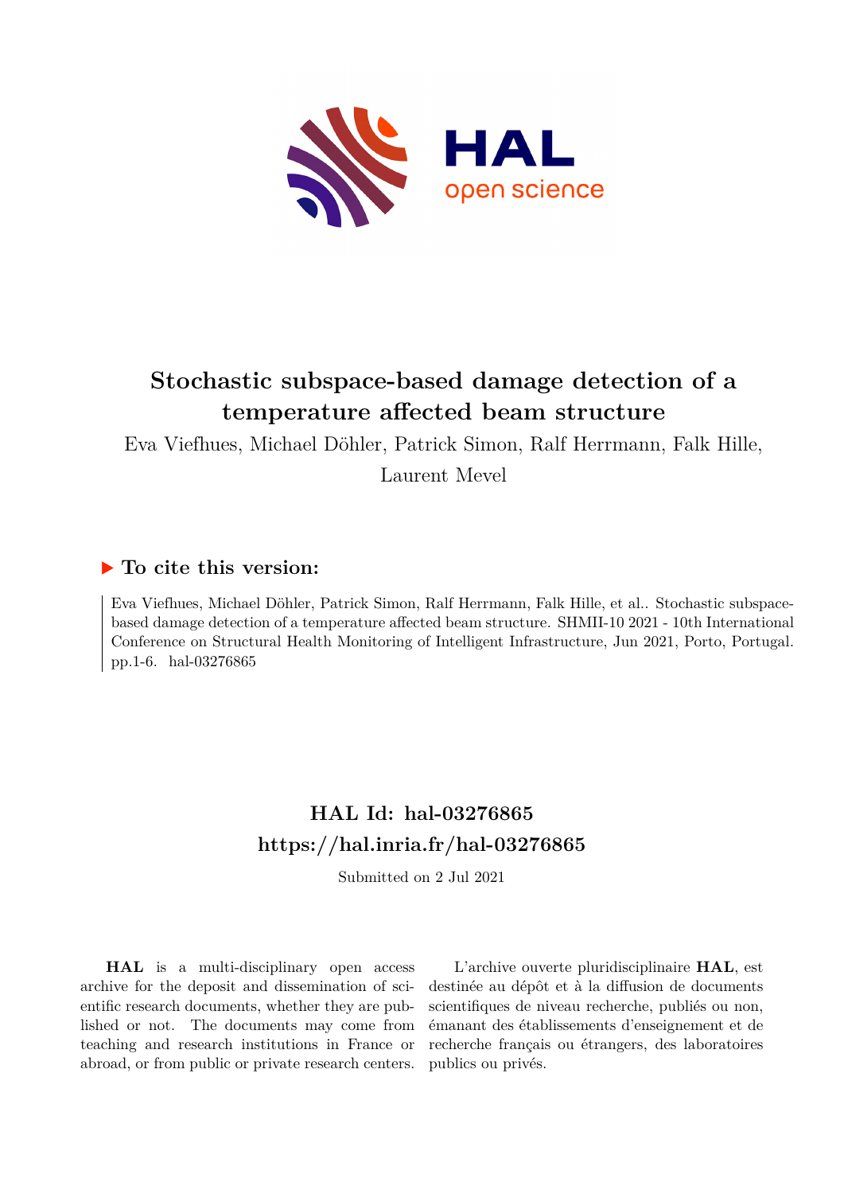# Stochastic subspace-based damage detection of a temperature affected beam structure

Eva Viefhues, Michael Döhler, Patrick Simon, Ralf Herrmann, Falk Hille, Laurent Mevel

## ▶ To cite this version:

Eva Viefhues, Michael Döhler, Patrick Simon, Ralf Herrmann, Falk Hille, et al.. Stochastic subspace-based damage detection of a temperature affected beam structure. SHMII-10 2021 - 10th International Conference on Structural Health Monitoring of Intelligent Infrastructure, Jun 2021, Porto, Portugal. pp.1-6. hal-03276865

## HAL Id: hal-03276865

## https://hal.inria.fr/hal-03276865

Submitted on 2 Jul 2021

**HAL** is a multi-disciplinary open access archive for the deposit and dissemination of scientific research documents, whether they are published or not. The documents may come from teaching and research institutions in France or abroad, or from public or private research centers.

L'archive ouverte pluridisciplinaire **HAL**, est destinée au dépôt et à la diffusion de documents scientifiques de niveau recherche, publiés ou non, émanant des établissements d'enseignement et de recherche français ou étrangers, des laboratoires publics ou privés.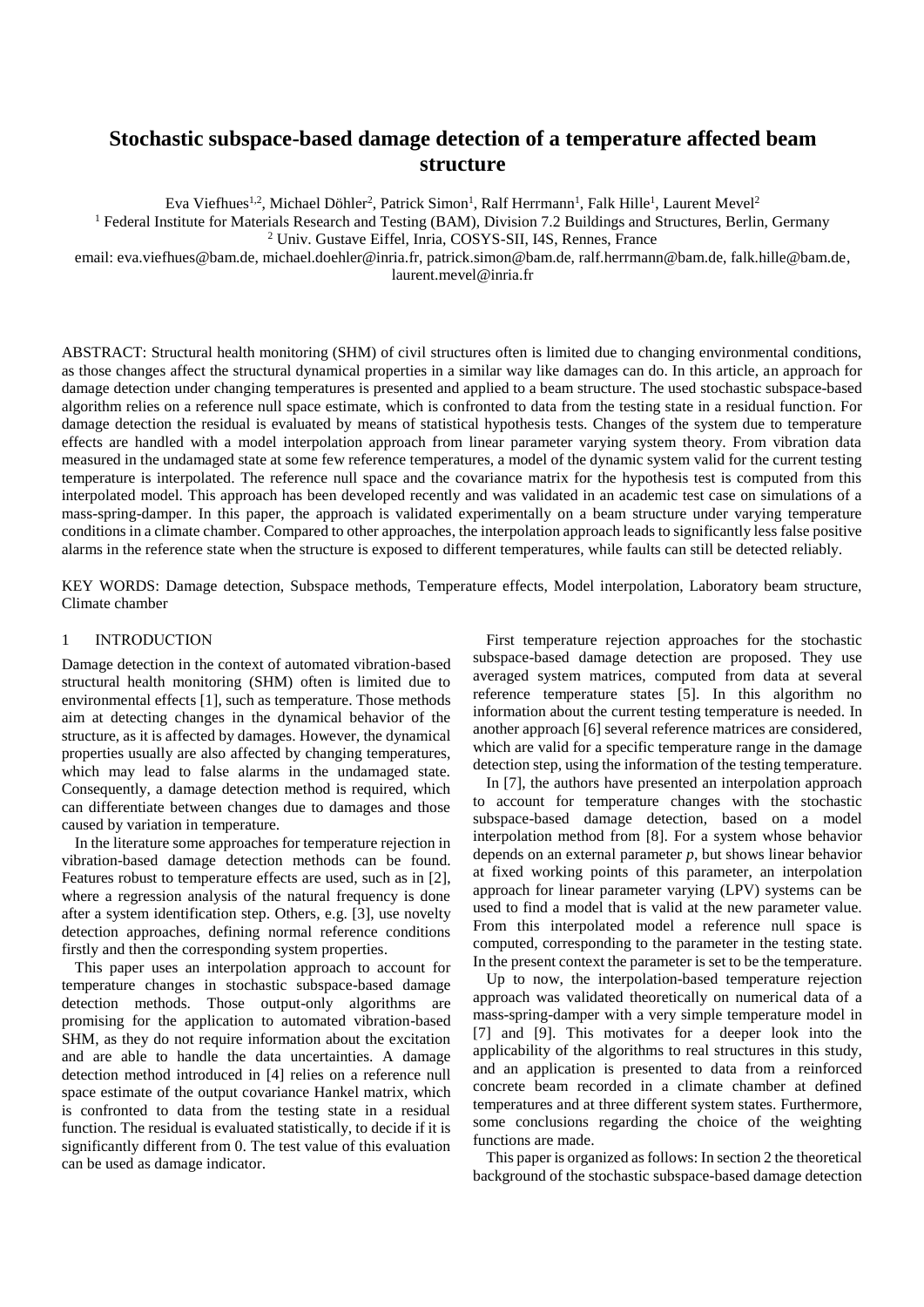# Stochastic subspace-based damage detection of a temperature affected beam structure

Eva Viefhues[1,2], Michael Döhler[2], Patrick Simon[1], Ralf Herrmann[1], Falk Hille[1], Laurent Mevel[2]

[1] Federal Institute for Materials Research and Testing (BAM), Division 7.2 Buildings and Structures, Berlin, Germany

[2] Univ. Gustave Eiffel, Inria, COSYS-SII, I4S, Rennes, France

email: eva.viefhues@bam.de, michael.doehler@inria.fr, patrick.simon@bam.de, ralf.herrmann@bam.de, falk.hille@bam.de, laurent.mevel@inria.fr

ABSTRACT: Structural health monitoring (SHM) of civil structures often is limited due to changing environmental conditions, as those changes affect the structural dynamical properties in a similar way like damages can do. In this article, an approach for damage detection under changing temperatures is presented and applied to a beam structure. The used stochastic subspace-based algorithm relies on a reference null space estimate, which is confronted to data from the testing state in a residual function. For damage detection the residual is evaluated by means of statistical hypothesis tests. Changes of the system due to temperature effects are handled with a model interpolation approach from linear parameter varying system theory. From vibration data measured in the undamaged state at some few reference temperatures, a model of the dynamic system valid for the current testing temperature is interpolated. The reference null space and the covariance matrix for the hypothesis test is computed from this interpolated model. This approach has been developed recently and was validated in an academic test case on simulations of a mass-spring-damper. In this paper, the approach is validated experimentally on a beam structure under varying temperature conditions in a climate chamber. Compared to other approaches, the interpolation approach leads to significantly less false positive alarms in the reference state when the structure is exposed to different temperatures, while faults can still be detected reliably.

KEY WORDS: Damage detection, Subspace methods, Temperature effects, Model interpolation, Laboratory beam structure, Climate chamber

## 1 INTRODUCTION

Damage detection in the context of automated vibration-based structural health monitoring (SHM) often is limited due to environmental effects [1], such as temperature. Those methods aim at detecting changes in the dynamical behavior of the structure, as it is affected by damages. However, the dynamical properties usually are also affected by changing temperatures, which may lead to false alarms in the undamaged state. Consequently, a damage detection method is required, which can differentiate between changes due to damages and those caused by variation in temperature.

In the literature some approaches for temperature rejection in vibration-based damage detection methods can be found. Features robust to temperature effects are used, such as in [2], where a regression analysis of the natural frequency is done after a system identification step. Others, e.g. [3], use novelty detection approaches, defining normal reference conditions firstly and then the corresponding system properties.

This paper uses an interpolation approach to account for temperature changes in stochastic subspace-based damage detection methods. Those output-only algorithms are promising for the application to automated vibration-based SHM, as they do not require information about the excitation and are able to handle the data uncertainties. A damage detection method introduced in [4] relies on a reference null space estimate of the output covariance Hankel matrix, which is confronted to data from the testing state in a residual function. The residual is evaluated statistically, to decide if it is significantly different from 0. The test value of this evaluation can be used as damage indicator.

First temperature rejection approaches for the stochastic subspace-based damage detection are proposed. They use averaged system matrices, computed from data at several reference temperature states [5]. In this algorithm no information about the current testing temperature is needed. In another approach [6] several reference matrices are considered, which are valid for a specific temperature range in the damage detection step, using the information of the testing temperature.

In [7], the authors have presented an interpolation approach to account for temperature changes with the stochastic subspace-based damage detection, based on a model interpolation method from [8]. For a system whose behavior depends on an external parameter $p$, but shows linear behavior at fixed working points of this parameter, an interpolation approach for linear parameter varying (LPV) systems can be used to find a model that is valid at the new parameter value. From this interpolated model a reference null space is computed, corresponding to the parameter in the testing state. In the present context the parameter is set to be the temperature.

Up to now, the interpolation-based temperature rejection approach was validated theoretically on numerical data of a mass-spring-damper with a very simple temperature model in [7] and [9]. This motivates for a deeper look into the applicability of the algorithms to real structures in this study, and an application is presented to data from a reinforced concrete beam recorded in a climate chamber at defined temperatures and at three different system states. Furthermore, some conclusions regarding the choice of the weighting functions are made.

This paper is organized as follows: In section 2 the theoretical background of the stochastic subspace-based damage detection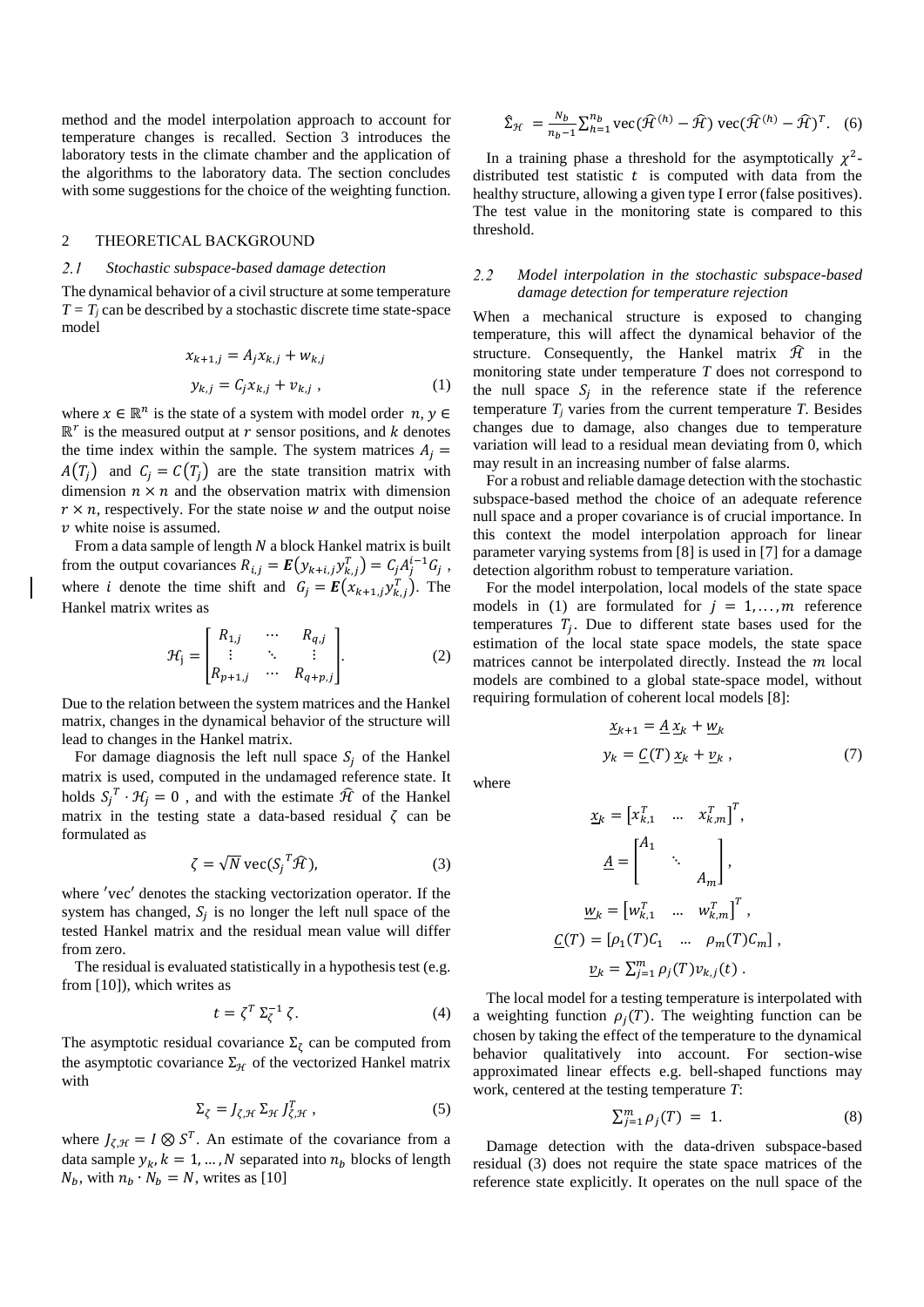method and the model interpolation approach to account for temperature changes is recalled. Section 3 introduces the laboratory tests in the climate chamber and the application of the algorithms to the laboratory data. The section concludes with some suggestions for the choice of the weighting function.

## 2 THEORETICAL BACKGROUND

### 2.1 *Stochastic subspace-based damage detection*

The dynamical behavior of a civil structure at some temperature $T = T_j$ can be described by a stochastic discrete time state-space model

$$x_{k+1,j} = A_j x_{k,j} + w_{k,j}$$
$$y_{k,j} = C_j x_{k,j} + v_{k,j} \ , \tag{1}$$

where $x \in \mathbb{R}^n$ is the state of a system with model order $n$, $y \in \mathbb{R}^r$ is the measured output at $r$ sensor positions, and $k$ denotes the time index within the sample. The system matrices $A_j = A(T_j)$ and $C_j = C(T_j)$ are the state transition matrix with dimension $n \times n$ and the observation matrix with dimension $r \times n$, respectively. For the state noise $w$ and the output noise $v$ white noise is assumed.

From a data sample of length $N$ a block Hankel matrix is built from the output covariances $R_{i,j} = \boldsymbol{E}(y_{k+i,j} y_{k,j}^T) = C_j A_j^{i-1} G_j$, where $i$ denote the time shift and $G_j = \boldsymbol{E}(x_{k+1,j} y_{k,j}^T)$. The Hankel matrix writes as

$$\mathcal{H}_j = \begin{bmatrix} R_{1,j} & \cdots & R_{q,j} \\ \vdots & \ddots & \vdots \\ R_{p+1,j} & \cdots & R_{q+p,j} \end{bmatrix}. \tag{2}$$

Due to the relation between the system matrices and the Hankel matrix, changes in the dynamical behavior of the structure will lead to changes in the Hankel matrix.

For damage diagnosis the left null space $S_j$ of the Hankel matrix is used, computed in the undamaged reference state. It holds $S_j^T \cdot \mathcal{H}_j = 0$, and with the estimate $\widehat{\mathcal{H}}$ of the Hankel matrix in the testing state a data-based residual $\zeta$ can be formulated as

$$\zeta = \sqrt{N}\, \mathrm{vec}(S_j^T \widehat{\mathcal{H}}), \tag{3}$$

where 'vec' denotes the stacking vectorization operator. If the system has changed, $S_j$ is no longer the left null space of the tested Hankel matrix and the residual mean value will differ from zero.

The residual is evaluated statistically in a hypothesis test (e.g. from [10]), which writes as

$$t = \zeta^T \, \Sigma_\zeta^{-1} \, \zeta. \tag{4}$$

The asymptotic residual covariance $\Sigma_\zeta$ can be computed from the asymptotic covariance $\Sigma_{\mathcal{H}}$ of the vectorized Hankel matrix with

$$\Sigma_\zeta = J_{\zeta,\mathcal{H}} \, \Sigma_{\mathcal{H}} \, J_{\zeta,\mathcal{H}}^T \ , \tag{5}$$

where $J_{\zeta,\mathcal{H}} = I \otimes S^T$. An estimate of the covariance from a data sample $y_k$, $k = 1, \dots, N$ separated into $n_b$ blocks of length $N_b$, with $n_b \cdot N_b = N$, writes as [10]

$$\widehat{\Sigma}_{\mathcal{H}} = \frac{N_b}{n_b - 1} \sum_{h=1}^{n_b} \mathrm{vec}(\widehat{\mathcal{H}}^{(h)} - \widehat{\mathcal{H}}) \, \mathrm{vec}(\widehat{\mathcal{H}}^{(h)} - \widehat{\mathcal{H}})^T. \tag{6}$$

In a training phase a threshold for the asymptotically $\chi^2$-distributed test statistic $t$ is computed with data from the healthy structure, allowing a given type I error (false positives). The test value in the monitoring state is compared to this threshold.

### 2.2 *Model interpolation in the stochastic subspace-based damage detection for temperature rejection*

When a mechanical structure is exposed to changing temperature, this will affect the dynamical behavior of the structure. Consequently, the Hankel matrix $\widehat{\mathcal{H}}$ in the monitoring state under temperature $T$ does not correspond to the null space $S_j$ in the reference state if the reference temperature $T_j$ varies from the current temperature $T$. Besides changes due to damage, also changes due to temperature variation will lead to a residual mean deviating from 0, which may result in an increasing number of false alarms.

For a robust and reliable damage detection with the stochastic subspace-based method the choice of an adequate reference null space and a proper covariance is of crucial importance. In this context the model interpolation approach for linear parameter varying systems from [8] is used in [7] for a damage detection algorithm robust to temperature variation.

For the model interpolation, local models of the state space models in (1) are formulated for $j = 1, \dots, m$ reference temperatures $T_j$. Due to different state bases used for the estimation of the local state space models, the state space matrices cannot be interpolated directly. Instead the $m$ local models are combined to a global state-space model, without requiring formulation of coherent local models [8]:

$$\underline{x}_{k+1} = \underline{A}\, \underline{x}_k + \underline{w}_k$$
$$y_k = \underline{C}(T)\, \underline{x}_k + \underline{v}_k \ , \tag{7}$$

where

$$\underline{x}_k = \begin{bmatrix} x_{k,1}^T & \dots & x_{k,m}^T \end{bmatrix}^T,$$

$$\underline{A} = \begin{bmatrix} A_1 & & \\ & \ddots & \\ & & A_m \end{bmatrix},$$

$$\underline{w}_k = \begin{bmatrix} w_{k,1}^T & \dots & w_{k,m}^T \end{bmatrix}^T,$$

$$\underline{C}(T) = \begin{bmatrix} \rho_1(T) C_1 & \dots & \rho_m(T) C_m \end{bmatrix},$$

$$\underline{v}_k = \textstyle\sum_{j=1}^{m} \rho_j(T) v_{k,j}(t) \, .$$

The local model for a testing temperature is interpolated with a weighting function $\rho_j(T)$. The weighting function can be chosen by taking the effect of the temperature to the dynamical behavior qualitatively into account. For section-wise approximated linear effects e.g. bell-shaped functions may work, centered at the testing temperature $T$:

$$\textstyle\sum_{j=1}^{m} \rho_j(T) \;=\; 1. \tag{8}$$

Damage detection with the data-driven subspace-based residual (3) does not require the state space matrices of the reference state explicitly. It operates on the null space of the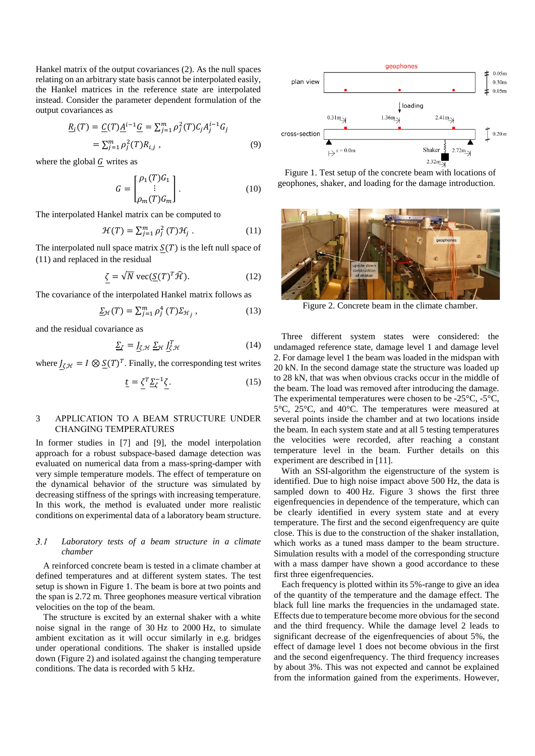Hankel matrix of the output covariances (2). As the null spaces relating on an arbitrary state basis cannot be interpolated easily, the Hankel matrices in the reference state are interpolated instead. Consider the parameter dependent formulation of the output covariances as

$$\underline{R}_i(T) = \underline{C}(T)\underline{A}^{i-1}\underline{G} = \sum_{j=1}^{m} \rho_j^2(T) C_j A_j^{i-1} G_j$$
$$= \sum_{j=1}^{m} \rho_j^2(T) R_{i,j} \;, \tag{9}$$

where the global $\underline{G}$ writes as

$$G = \begin{bmatrix} \rho_1(T)G_1 \\ \vdots \\ \rho_m(T)G_m \end{bmatrix}. \tag{10}$$

The interpolated Hankel matrix can be computed to

$$\mathcal{H}(T) = \sum_{j=1}^{m} \rho_j^2\,(T)\mathcal{H}_j \;. \tag{11}$$

The interpolated null space matrix $\underline{S}(T)$ is the left null space of (11) and replaced in the residual

$$\underline{\zeta} = \sqrt{N}\,\mathrm{vec}(\underline{S}(T)^T\widehat{\mathcal{H}}). \tag{12}$$

The covariance of the interpolated Hankel matrix follows as

$$\underline{\Sigma}_{\mathcal{H}}(T) = \sum_{j=1}^{m} \rho_j^4\,(T)\Sigma_{\mathcal{H}_j} \;, \tag{13}$$

and the residual covariance as

$$\underline{\Sigma}_{\zeta} = \underline{J}_{\zeta\mathcal{H}}\,\underline{\Sigma}_{\mathcal{H}}\,\underline{J}_{\zeta\mathcal{H}}^T \tag{14}$$

where $\underline{J}_{\zeta\mathcal{H}} = I \otimes \underline{S}(T)^T$. Finally, the corresponding test writes

$$\underline{t} = \underline{\zeta}^T\underline{\Sigma}_{\zeta}^{-1}\underline{\zeta}. \tag{15}$$

## 3 APPLICATION TO A BEAM STRUCTURE UNDER CHANGING TEMPERATURES

In former studies in [7] and [9], the model interpolation approach for a robust subspace-based damage detection was evaluated on numerical data from a mass-spring-damper with very simple temperature models. The effect of temperature on the dynamical behavior of the structure was simulated by decreasing stiffness of the springs with increasing temperature. In this work, the method is evaluated under more realistic conditions on experimental data of a laboratory beam structure.

### *3.1 Laboratory tests of a beam structure in a climate chamber*

A reinforced concrete beam is tested in a climate chamber at defined temperatures and at different system states. The test setup is shown in Figure 1. The beam is bore at two points and the span is 2.72 m. Three geophones measure vertical vibration velocities on the top of the beam.

The structure is excited by an external shaker with a white noise signal in the range of 30 Hz to 2000 Hz, to simulate ambient excitation as it will occur similarly in e.g. bridges under operational conditions. The shaker is installed upside down (Figure 2) and isolated against the changing temperature conditions. The data is recorded with 5 kHz.

Figure 1. Test setup of the concrete beam with locations of geophones, shaker, and loading for the damage introduction.

Figure 2. Concrete beam in the climate chamber.

Three different system states were considered: the undamaged reference state, damage level 1 and damage level 2. For damage level 1 the beam was loaded in the midspan with 20 kN. In the second damage state the structure was loaded up to 28 kN, that was when obvious cracks occur in the middle of the beam. The load was removed after introducing the damage. The experimental temperatures were chosen to be -25°C, -5°C, 5°C, 25°C, and 40°C. The temperatures were measured at several points inside the chamber and at two locations inside the beam. In each system state and at all 5 testing temperatures the velocities were recorded, after reaching a constant temperature level in the beam. Further details on this experiment are described in [11].

With an SSI-algorithm the eigenstructure of the system is identified. Due to high noise impact above 500 Hz, the data is sampled down to 400 Hz. Figure 3 shows the first three eigenfrequencies in dependence of the temperature, which can be clearly identified in every system state and at every temperature. The first and the second eigenfrequency are quite close. This is due to the construction of the shaker installation, which works as a tuned mass damper to the beam structure. Simulation results with a model of the corresponding structure with a mass damper have shown a good accordance to these first three eigenfrequencies.

Each frequency is plotted within its 5%-range to give an idea of the quantity of the temperature and the damage effect. The black full line marks the frequencies in the undamaged state. Effects due to temperature become more obvious for the second and the third frequency. While the damage level 2 leads to significant decrease of the eigenfrequencies of about 5%, the effect of damage level 1 does not become obvious in the first and the second eigenfrequency. The third frequency increases by about 3%. This was not expected and cannot be explained from the information gained from the experiments. However,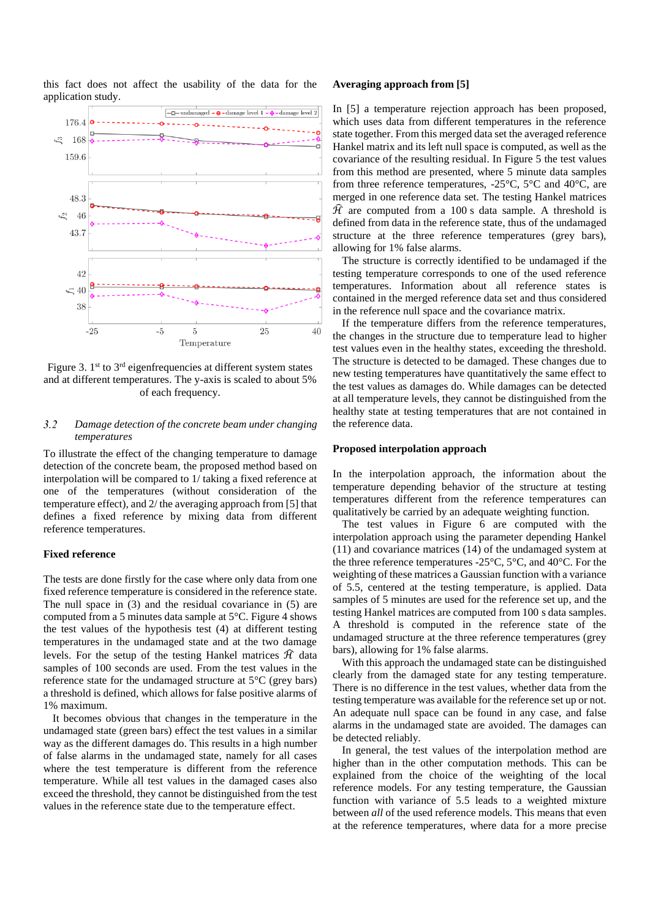this fact does not affect the usability of the data for the application study.

Figure 3. 1st to 3rd eigenfrequencies at different system states and at different temperatures. The y-axis is scaled to about 5% of each frequency.

### 3.2 *Damage detection of the concrete beam under changing temperatures*

To illustrate the effect of the changing temperature to damage detection of the concrete beam, the proposed method based on interpolation will be compared to 1/ taking a fixed reference at one of the temperatures (without consideration of the temperature effect), and 2/ the averaging approach from [5] that defines a fixed reference by mixing data from different reference temperatures.

**Fixed reference**

The tests are done firstly for the case where only data from one fixed reference temperature is considered in the reference state. The null space in (3) and the residual covariance in (5) are computed from a 5 minutes data sample at 5°C. Figure 4 shows the test values of the hypothesis test (4) at different testing temperatures in the undamaged state and at the two damage levels. For the setup of the testing Hankel matrices $\hat{\mathcal{H}}$ data samples of 100 seconds are used. From the test values in the reference state for the undamaged structure at 5°C (grey bars) a threshold is defined, which allows for false positive alarms of 1% maximum.

It becomes obvious that changes in the temperature in the undamaged state (green bars) effect the test values in a similar way as the different damages do. This results in a high number of false alarms in the undamaged state, namely for all cases where the test temperature is different from the reference temperature. While all test values in the damaged cases also exceed the threshold, they cannot be distinguished from the test values in the reference state due to the temperature effect.

**Averaging approach from [5]**

In [5] a temperature rejection approach has been proposed, which uses data from different temperatures in the reference state together. From this merged data set the averaged reference Hankel matrix and its left null space is computed, as well as the covariance of the resulting residual. In Figure 5 the test values from this method are presented, where 5 minute data samples from three reference temperatures, -25°C, 5°C and 40°C, are merged in one reference data set. The testing Hankel matrices $\hat{\mathcal{H}}$ are computed from a 100 s data sample. A threshold is defined from data in the reference state, thus of the undamaged structure at the three reference temperatures (grey bars), allowing for 1% false alarms.

The structure is correctly identified to be undamaged if the testing temperature corresponds to one of the used reference temperatures. Information about all reference states is contained in the merged reference data set and thus considered in the reference null space and the covariance matrix.

If the temperature differs from the reference temperatures, the changes in the structure due to temperature lead to higher test values even in the healthy states, exceeding the threshold. The structure is detected to be damaged. These changes due to new testing temperatures have quantitatively the same effect to the test values as damages do. While damages can be detected at all temperature levels, they cannot be distinguished from the healthy state at testing temperatures that are not contained in the reference data.

**Proposed interpolation approach**

In the interpolation approach, the information about the temperature depending behavior of the structure at testing temperatures different from the reference temperatures can qualitatively be carried by an adequate weighting function.

The test values in Figure 6 are computed with the interpolation approach using the parameter depending Hankel (11) and covariance matrices (14) of the undamaged system at the three reference temperatures -25°C, 5°C, and 40°C. For the weighting of these matrices a Gaussian function with a variance of 5.5, centered at the testing temperature, is applied. Data samples of 5 minutes are used for the reference set up, and the testing Hankel matrices are computed from 100 s data samples. A threshold is computed in the reference state of the undamaged structure at the three reference temperatures (grey bars), allowing for 1% false alarms.

With this approach the undamaged state can be distinguished clearly from the damaged state for any testing temperature. There is no difference in the test values, whether data from the testing temperature was available for the reference set up or not. An adequate null space can be found in any case, and false alarms in the undamaged state are avoided. The damages can be detected reliably.

In general, the test values of the interpolation method are higher than in the other computation methods. This can be explained from the choice of the weighting of the local reference models. For any testing temperature, the Gaussian function with variance of 5.5 leads to a weighted mixture between *all* of the used reference models. This means that even at the reference temperatures, where data for a more precise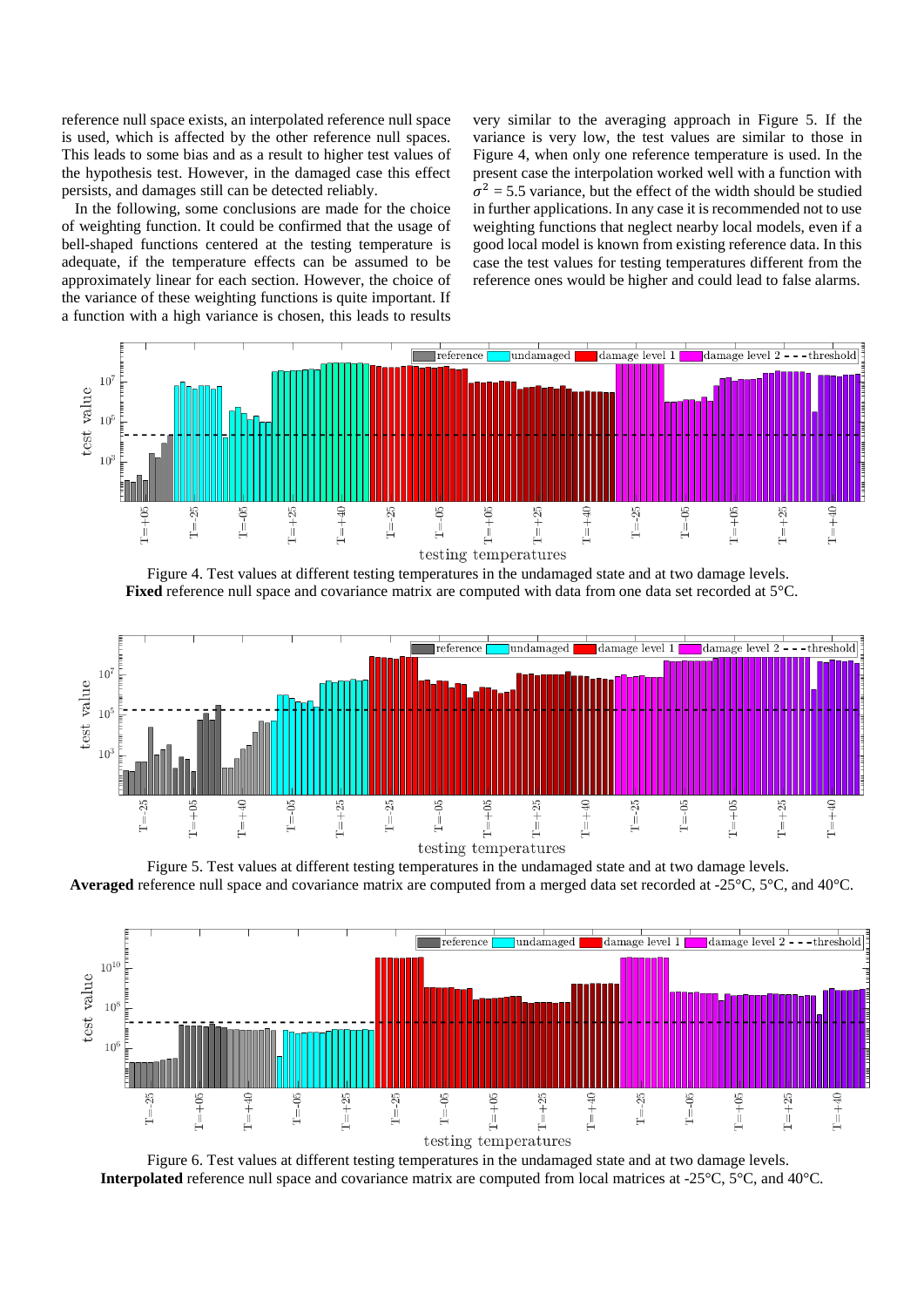reference null space exists, an interpolated reference null space is used, which is affected by the other reference null spaces. This leads to some bias and as a result to higher test values of the hypothesis test. However, in the damaged case this effect persists, and damages still can be detected reliably.

In the following, some conclusions are made for the choice of weighting function. It could be confirmed that the usage of bell-shaped functions centered at the testing temperature is adequate, if the temperature effects can be assumed to be approximately linear for each section. However, the choice of the variance of these weighting functions is quite important. If a function with a high variance is chosen, this leads to results very similar to the averaging approach in Figure 5. If the variance is very low, the test values are similar to those in Figure 4, when only one reference temperature is used. In the present case the interpolation worked well with a function with $\sigma^2 = 5.5$ variance, but the effect of the width should be studied in further applications. In any case it is recommended not to use weighting functions that neglect nearby local models, even if a good local model is known from existing reference data. In this case the test values for testing temperatures different from the reference ones would be higher and could lead to false alarms.

Figure 4. Test values at different testing temperatures in the undamaged state and at two damage levels. **Fixed** reference null space and covariance matrix are computed with data from one data set recorded at 5°C.

Figure 5. Test values at different testing temperatures in the undamaged state and at two damage levels. **Averaged** reference null space and covariance matrix are computed from a merged data set recorded at -25°C, 5°C, and 40°C.

Figure 6. Test values at different testing temperatures in the undamaged state and at two damage levels. **Interpolated** reference null space and covariance matrix are computed from local matrices at -25°C, 5°C, and 40°C.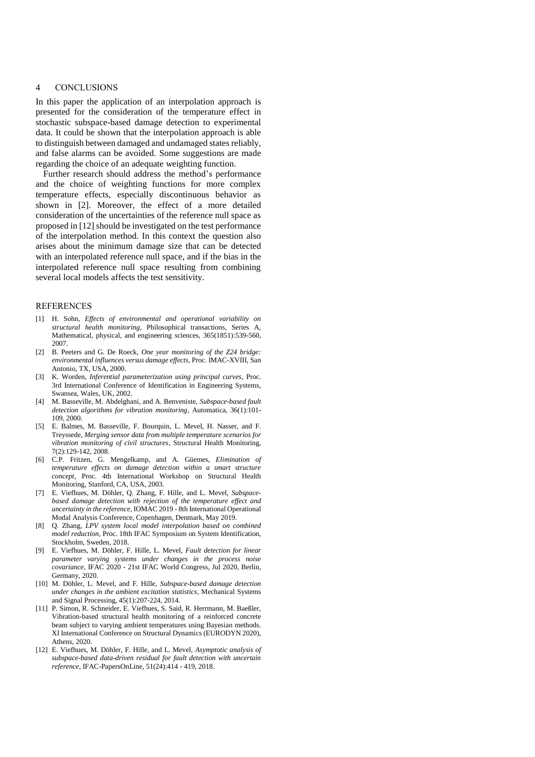## 4 CONCLUSIONS

In this paper the application of an interpolation approach is presented for the consideration of the temperature effect in stochastic subspace-based damage detection to experimental data. It could be shown that the interpolation approach is able to distinguish between damaged and undamaged states reliably, and false alarms can be avoided. Some suggestions are made regarding the choice of an adequate weighting function.

Further research should address the method's performance and the choice of weighting functions for more complex temperature effects, especially discontinuous behavior as shown in [2]. Moreover, the effect of a more detailed consideration of the uncertainties of the reference null space as proposed in [12] should be investigated on the test performance of the interpolation method. In this context the question also arises about the minimum damage size that can be detected with an interpolated reference null space, and if the bias in the interpolated reference null space resulting from combining several local models affects the test sensitivity.

## REFERENCES

[1] H. Sohn, *Effects of environmental and operational variability on structural health monitoring*, Philosophical transactions, Series A, Mathematical, physical, and engineering sciences, 365(1851):539-560, 2007.

[2] B. Peeters and G. De Roeck, *One year monitoring of the Z24 bridge: environmental influences versus damage effects*, Proc. IMAC-XVIII, San Antonio, TX, USA, 2000.

[3] K. Worden, *Inferential parameterization using principal curves*, Proc. 3rd International Conference of Identification in Engineering Systems, Swansea, Wales, UK, 2002.

[4] M. Basseville, M. Abdelghani, and A. Benveniste, *Subspace-based fault detection algorithms for vibration monitoring*, Automatica, 36(1):101-109, 2000.

[5] E. Balmes, M. Basseville, F. Bourquin, L. Mevel, H. Nasser, and F. Treyssede, *Merging sensor data from multiple temperature scenarios for vibration monitoring of civil structures*, Structural Health Monitoring, 7(2):129-142, 2008.

[6] C.P. Fritzen, G. Mengelkamp, and A. Güemes, *Elimination of temperature effects on damage detection within a smart structure concept*, Proc. 4th International Workshop on Structural Health Monitoring, Stanford, CA, USA, 2003.

[7] E. Viefhues, M. Döhler, Q. Zhang, F. Hille, and L. Mevel, *Subspace-based damage detection with rejection of the temperature effect and uncertainty in the reference*, IOMAC 2019 - 8th International Operational Modal Analysis Conference, Copenhagen, Denmark, May 2019.

[8] Q. Zhang, *LPV system local model interpolation based on combined model reduction*, Proc. 18th IFAC Symposium on System Identification, Stockholm, Sweden, 2018.

[9] E. Viefhues, M. Döhler, F. Hille, L. Mevel, *Fault detection for linear parameter varying systems under changes in the process noise covariance*, IFAC 2020 - 21st IFAC World Congress, Jul 2020, Berlin, Germany, 2020.

[10] M. Döhler, L. Mevel, and F. Hille, *Subspace-based damage detection under changes in the ambient excitation statistics*, Mechanical Systems and Signal Processing, 45(1):207-224, 2014.

[11] P. Simon, R. Schneider, E. Viefhues, S. Said, R. Herrmann, M. Baeßler, Vibration-based structural health monitoring of a reinforced concrete beam subject to varying ambient temperatures using Bayesian methods. XI International Conference on Structural Dynamics (EURODYN 2020), Athens, 2020.

[12] E. Viefhues, M. Döhler, F. Hille, and L. Mevel, *Asymptotic analysis of subspace-based data-driven residual for fault detection with uncertain reference*, IFAC-PapersOnLine, 51(24):414 - 419, 2018.